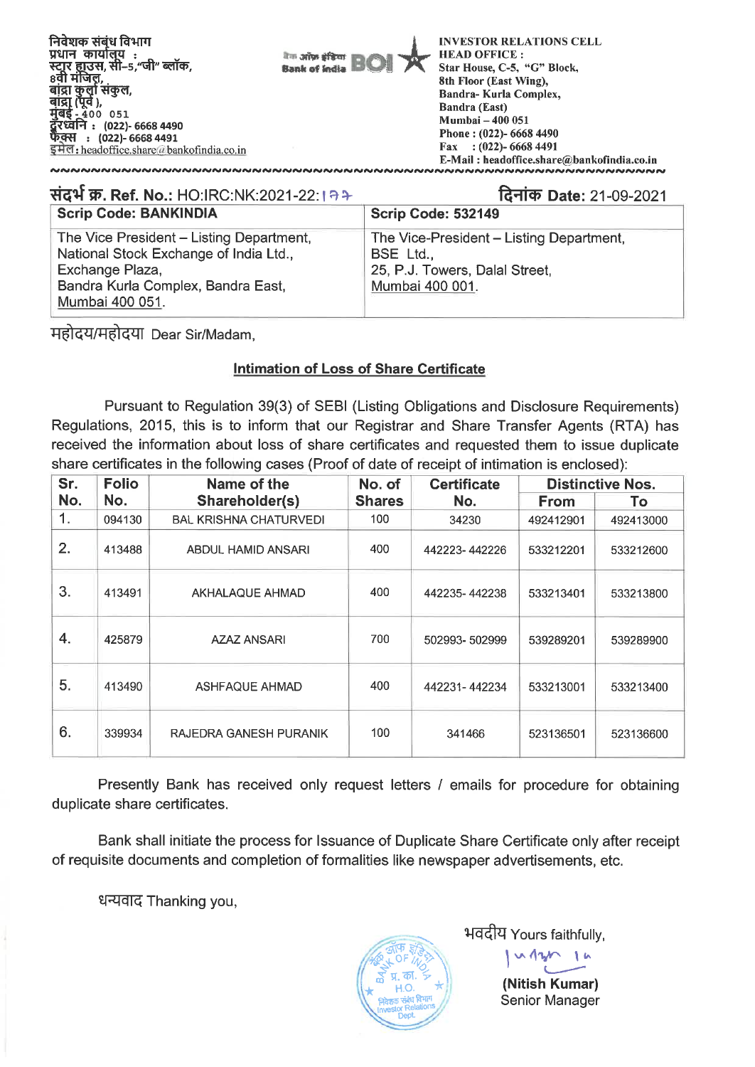निवेशक संबंध विभाग
प्रधान कार्यालय :
स्टार हाउस, सी–5, "जी" ब्लॉक,
8वी मंजिल,
बांद्रा कुर्ला संकुल,
बांद्रा (पूर्व),
मुंबई - 400 051
दूरध्वनि : (022)- 6668 4490
फैक्स : (022)- 6668 4491
इमेल: headoffice.share@bankofindia.co.in

बैंक ऑफ इंडिया Bank of India BOI

INVESTOR RELATIONS CELL
HEAD OFFICE :
Star House, C-5, "G" Block,
8th Floor (East Wing),
Bandra- Kurla Complex,
Bandra (East)
Mumbai – 400 051
Phone : (022)- 6668 4490
Fax : (022)- 6668 4491
E-Mail : headoffice.share@bankofindia.co.in

**संदर्भ क्र. Ref. No.:** HO:IRC:NK:2021-22:177

**दिनांक Date:** 21-09-2021

| Scrip Code: BANKINDIA | Scrip Code: 532149 |
|---|---|
| The Vice President – Listing Department, National Stock Exchange of India Ltd., Exchange Plaza, Bandra Kurla Complex, Bandra East, Mumbai 400 051. | The Vice-President – Listing Department, BSE Ltd., 25, P.J. Towers, Dalal Street, Mumbai 400 001. |

महोदय/महोदया Dear Sir/Madam,

**Intimation of Loss of Share Certificate**

Pursuant to Regulation 39(3) of SEBI (Listing Obligations and Disclosure Requirements) Regulations, 2015, this is to inform that our Registrar and Share Transfer Agents (RTA) has received the information about loss of share certificates and requested them to issue duplicate share certificates in the following cases (Proof of date of receipt of intimation is enclosed):

| Sr. No. | Folio No. | Name of the Shareholder(s) | No. of Shares | Certificate No. | Distinctive Nos. | |
|---|---|---|---|---|---|---|
| | | | | | From | To |
| 1. | 094130 | BAL KRISHNA CHATURVEDI | 100 | 34230 | 492412901 | 492413000 |
| 2. | 413488 | ABDUL HAMID ANSARI | 400 | 442223- 442226 | 533212201 | 533212600 |
| 3. | 413491 | AKHALAQUE AHMAD | 400 | 442235- 442238 | 533213401 | 533213800 |
| 4. | 425879 | AZAZ ANSARI | 700 | 502993- 502999 | 539289201 | 539289900 |
| 5. | 413490 | ASHFAQUE AHMAD | 400 | 442231- 442234 | 533213001 | 533213400 |
| 6. | 339934 | RAJEDRA GANESH PURANIK | 100 | 341466 | 523136501 | 523136600 |

Presently Bank has received only request letters / emails for procedure for obtaining duplicate share certificates.

Bank shall initiate the process for Issuance of Duplicate Share Certificate only after receipt of requisite documents and completion of formalities like newspaper advertisements, etc.

धन्यवाद Thanking you,

भवदीय Yours faithfully,

**(Nitish Kumar)**
Senior Manager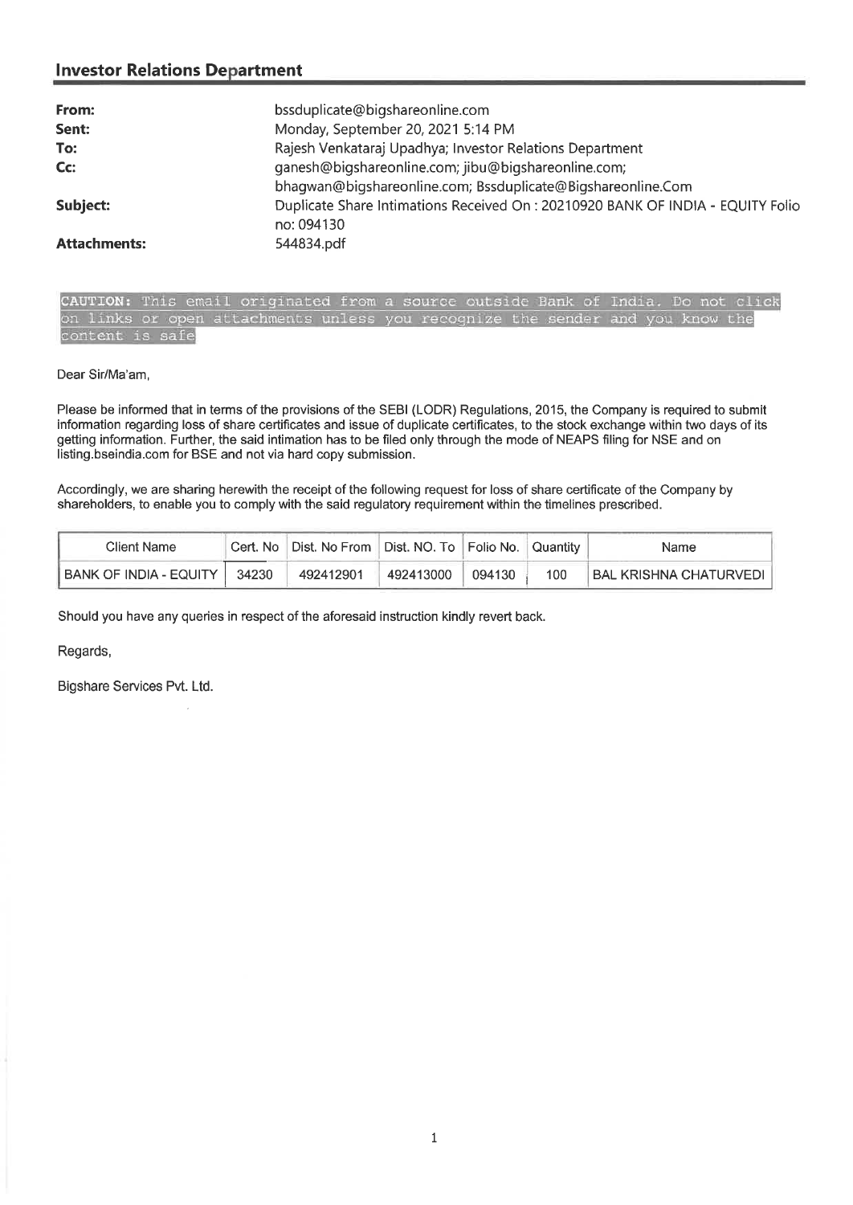## Investor Relations Department

| | |
|---|---|
| **From:** | bssduplicate@bigshareonline.com |
| **Sent:** | Monday, September 20, 2021 5:14 PM |
| **To:** | Rajesh Venkataraj Upadhya; Investor Relations Department |
| **Cc:** | ganesh@bigshareonline.com; jibu@bigshareonline.com; bhagwan@bigshareonline.com; Bssduplicate@Bigshareonline.Com |
| **Subject:** | Duplicate Share Intimations Received On : 20210920 BANK OF INDIA - EQUITY Folio no: 094130 |
| **Attachments:** | 544834.pdf |

**CAUTION:** This email originated from a source outside Bank of India. Do not click on links or open attachments unless you recognize the sender and you know the content is safe

Dear Sir/Ma'am,

Please be informed that in terms of the provisions of the SEBI (LODR) Regulations, 2015, the Company is required to submit information regarding loss of share certificates and issue of duplicate certificates, to the stock exchange within two days of its getting information. Further, the said intimation has to be filed only through the mode of NEAPS filing for NSE and on listing.bseindia.com for BSE and not via hard copy submission.

Accordingly, we are sharing herewith the receipt of the following request for loss of share certificate of the Company by shareholders, to enable you to comply with the said regulatory requirement within the timelines prescribed.

| Client Name | Cert. No | Dist. No From | Dist. NO. To | Folio No. | Quantity | Name |
|---|---|---|---|---|---|---|
| BANK OF INDIA - EQUITY | 34230 | 492412901 | 492413000 | 094130 | 100 | BAL KRISHNA CHATURVEDI |

Should you have any queries in respect of the aforesaid instruction kindly revert back.

Regards,

Bigshare Services Pvt. Ltd.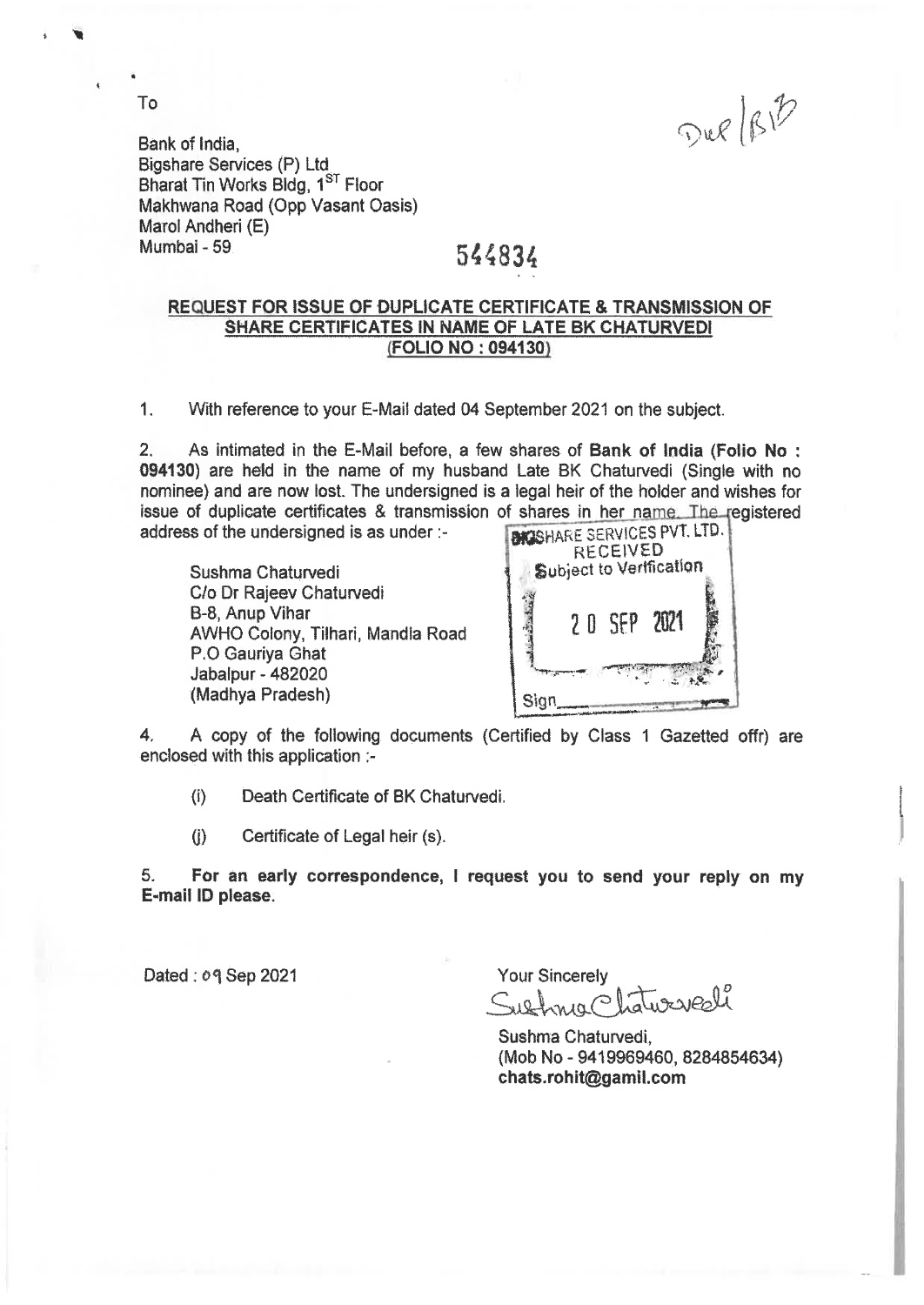Dup/B13

To

Bank of India,
Bigshare Services (P) Ltd
Bharat Tin Works Bldg, 1[ST] Floor
Makhwana Road (Opp Vasant Oasis)
Marol Andheri (E)
Mumbai - 59

544834

**REQUEST FOR ISSUE OF DUPLICATE CERTIFICATE & TRANSMISSION OF SHARE CERTIFICATES IN NAME OF LATE BK CHATURVEDI (FOLIO NO : 094130)**

1. With reference to your E-Mail dated 04 September 2021 on the subject.

2. As intimated in the E-Mail before, a few shares of **Bank of India (Folio No : 094130)** are held in the name of my husband Late BK Chaturvedi (Single with no nominee) and are now lost. The undersigned is a legal heir of the holder and wishes for issue of duplicate certificates & transmission of shares in her name. The registered address of the undersigned is as under :-

Sushma Chaturvedi
C/o Dr Rajeev Chaturvedi
B-8, Anup Vihar
AWHO Colony, Tilhari, Mandla Road
P.O Gauriya Ghat
Jabalpur - 482020
(Madhya Pradesh)

BIGSHARE SERVICES PVT. LTD.
RECEIVED
Subject to Verification
20 SEP 2021
Sign

4. A copy of the following documents (Certified by Class 1 Gazetted offr) are enclosed with this application :-

(i) Death Certificate of BK Chaturvedi.

(j) Certificate of Legal heir (s).

5. **For an early correspondence, I request you to send your reply on my E-mail ID please.**

Dated : 09 Sep 2021

Your Sincerely

Sushma Chaturvedi

Sushma Chaturvedi,
(Mob No - 9419969460, 8284854634)
**chats.rohit@gamil.com**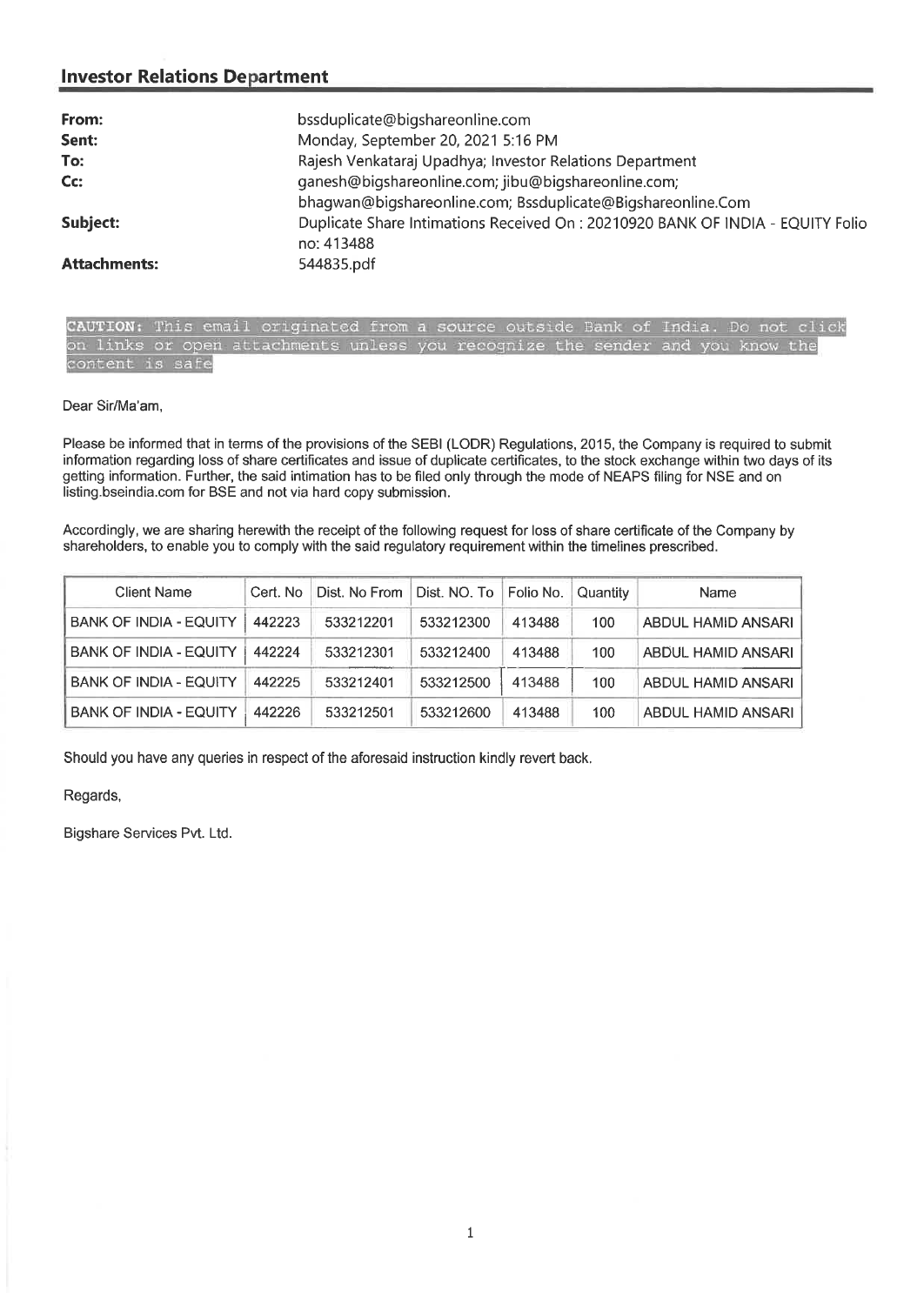## Investor Relations Department

| | |
|---|---|
| **From:** | bssduplicate@bigshareonline.com |
| **Sent:** | Monday, September 20, 2021 5:16 PM |
| **To:** | Rajesh Venkataraj Upadhya; Investor Relations Department |
| **Cc:** | ganesh@bigshareonline.com; jibu@bigshareonline.com; bhagwan@bigshareonline.com; Bssduplicate@Bigshareonline.Com |
| **Subject:** | Duplicate Share Intimations Received On : 20210920 BANK OF INDIA - EQUITY Folio no: 413488 |
| **Attachments:** | 544835.pdf |

**CAUTION:** This email originated from a source outside Bank of India. Do not click on links or open attachments unless you recognize the sender and you know the content is safe

Dear Sir/Ma'am,

Please be informed that in terms of the provisions of the SEBI (LODR) Regulations, 2015, the Company is required to submit information regarding loss of share certificates and issue of duplicate certificates, to the stock exchange within two days of its getting information. Further, the said intimation has to be filed only through the mode of NEAPS filing for NSE and on listing.bseindia.com for BSE and not via hard copy submission.

Accordingly, we are sharing herewith the receipt of the following request for loss of share certificate of the Company by shareholders, to enable you to comply with the said regulatory requirement within the timelines prescribed.

| Client Name | Cert. No | Dist. No From | Dist. NO. To | Folio No. | Quantity | Name |
|---|---|---|---|---|---|---|
| BANK OF INDIA - EQUITY | 442223 | 533212201 | 533212300 | 413488 | 100 | ABDUL HAMID ANSARI |
| BANK OF INDIA - EQUITY | 442224 | 533212301 | 533212400 | 413488 | 100 | ABDUL HAMID ANSARI |
| BANK OF INDIA - EQUITY | 442225 | 533212401 | 533212500 | 413488 | 100 | ABDUL HAMID ANSARI |
| BANK OF INDIA - EQUITY | 442226 | 533212501 | 533212600 | 413488 | 100 | ABDUL HAMID ANSARI |

Should you have any queries in respect of the aforesaid instruction kindly revert back.

Regards,

Bigshare Services Pvt. Ltd.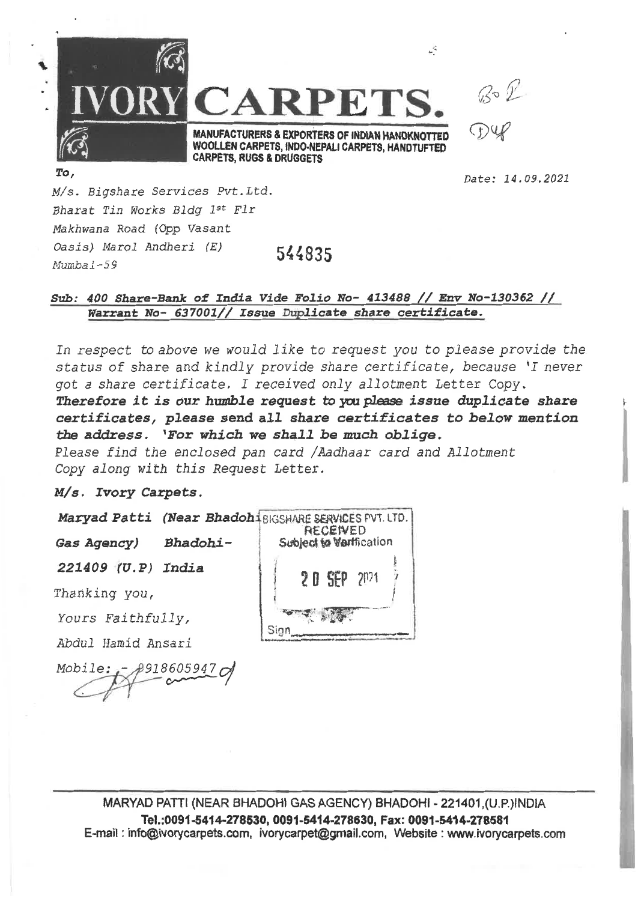# IVORY CARPETS.

**MANUFACTURERS & EXPORTERS OF INDIAN HANDKNOTTED WOOLLEN CARPETS, INDO-NEPALI CARPETS, HANDTUFTED CARPETS, RUGS & DRUGGETS**

To,

*Date: 14.09.2021*

*M/s. Bigshare Services Pvt.Ltd.*
*Bharat Tin Works Bldg 1st Flr*
*Makhwana Road (Opp Vasant*
*Oasis) Marol Andheri (E)*
*Mumbai-59*

544835

***Sub: 400 Share-Bank of India Vide Folio No- 413488 // Env No-130362 // Warrant No- 637001// Issue Duplicate share certificate.***

*In respect to above we would like to request you to please provide the status of share and kindly provide share certificate, because 'I never got a share certificate. I received only allotment Letter Copy.* ***Therefore it is our humble request to you please issue duplicate share certificates, please send all share certificates to below mention the address. 'For which we shall be much oblige.*** *Please find the enclosed pan card /Aadhaar card and Allotment Copy along with this Request Letter.*

***M/s. Ivory Carpets.***

***Maryad Patti (Near Bhadohi Gas Agency) Bhadohi-221409 (U.P) India***

BIGSHARE SERVICES PVT. LTD.
RECEIVED
Subject to Verification
20 SEP 2021
Sign

*Thanking you,*

*Yours Faithfully,*

*Abdul Hamid Ansari*

*Mobile: - 8918605947*

MARYAD PATTI (NEAR BHADOHI GAS AGENCY) BHADOHI - 221401,(U.P.)INDIA
**Tel.:0091-5414-278530, 0091-5414-278630, Fax: 0091-5414-278581**
E-mail : info@ivorycarpets.com, ivorycarpet@gmail.com, Website : www.ivorycarpets.com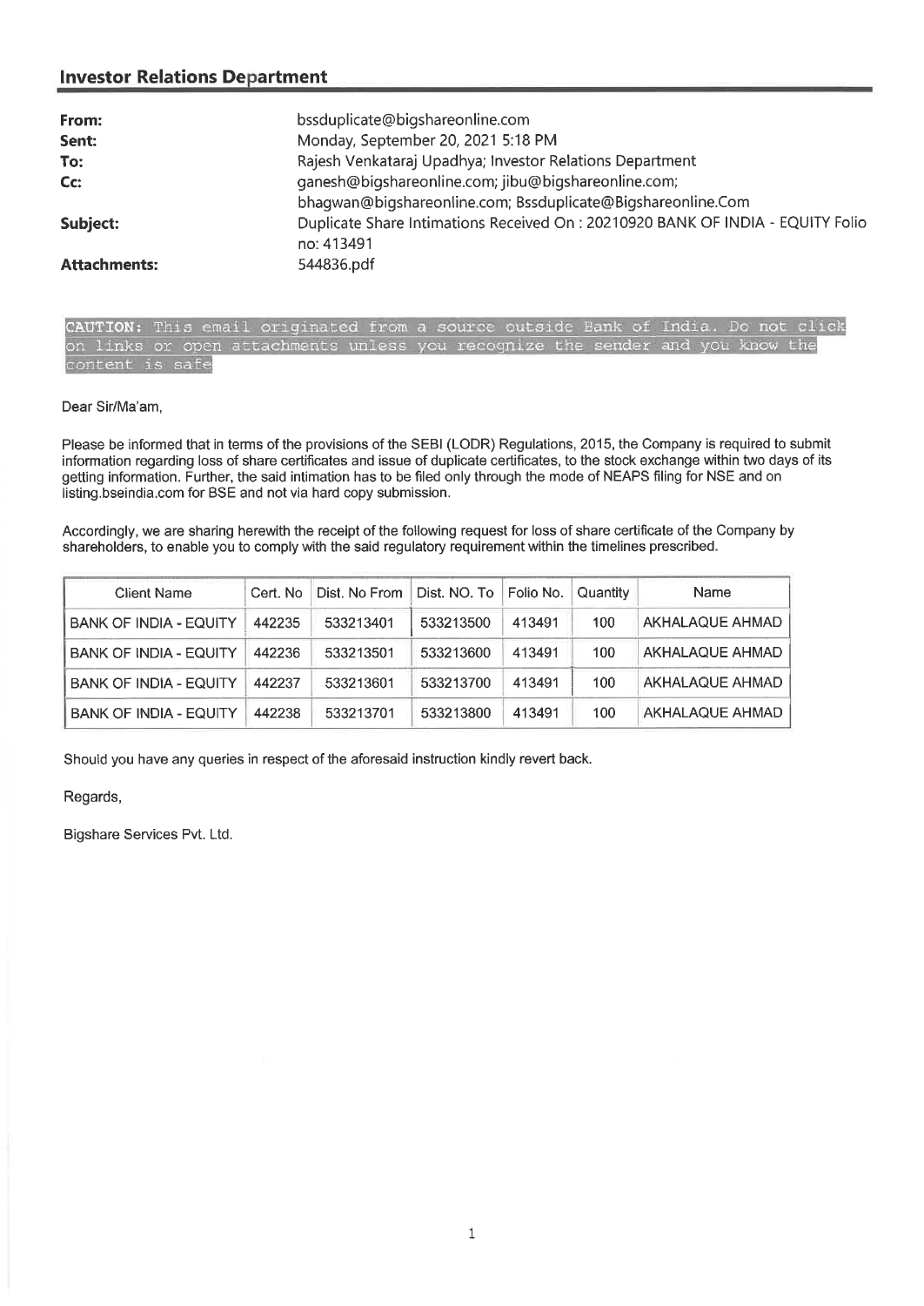## Investor Relations Department

| | |
|---|---|
| **From:** | bssduplicate@bigshareonline.com |
| **Sent:** | Monday, September 20, 2021 5:18 PM |
| **To:** | Rajesh Venkataraj Upadhya; Investor Relations Department |
| **Cc:** | ganesh@bigshareonline.com; jibu@bigshareonline.com; bhagwan@bigshareonline.com; Bssduplicate@Bigshareonline.Com |
| **Subject:** | Duplicate Share Intimations Received On : 20210920 BANK OF INDIA - EQUITY Folio no: 413491 |
| **Attachments:** | 544836.pdf |

CAUTION: This email originated from a source outside Bank of India. Do not click on links or open attachments unless you recognize the sender and you know the content is safe

Dear Sir/Ma'am,

Please be informed that in terms of the provisions of the SEBI (LODR) Regulations, 2015, the Company is required to submit information regarding loss of share certificates and issue of duplicate certificates, to the stock exchange within two days of its getting information. Further, the said intimation has to be filed only through the mode of NEAPS filing for NSE and on listing.bseindia.com for BSE and not via hard copy submission.

Accordingly, we are sharing herewith the receipt of the following request for loss of share certificate of the Company by shareholders, to enable you to comply with the said regulatory requirement within the timelines prescribed.

| Client Name | Cert. No | Dist. No From | Dist. NO. To | Folio No. | Quantity | Name |
|---|---|---|---|---|---|---|
| BANK OF INDIA - EQUITY | 442235 | 533213401 | 533213500 | 413491 | 100 | AKHALAQUE AHMAD |
| BANK OF INDIA - EQUITY | 442236 | 533213501 | 533213600 | 413491 | 100 | AKHALAQUE AHMAD |
| BANK OF INDIA - EQUITY | 442237 | 533213601 | 533213700 | 413491 | 100 | AKHALAQUE AHMAD |
| BANK OF INDIA - EQUITY | 442238 | 533213701 | 533213800 | 413491 | 100 | AKHALAQUE AHMAD |

Should you have any queries in respect of the aforesaid instruction kindly revert back.

Regards,

Bigshare Services Pvt. Ltd.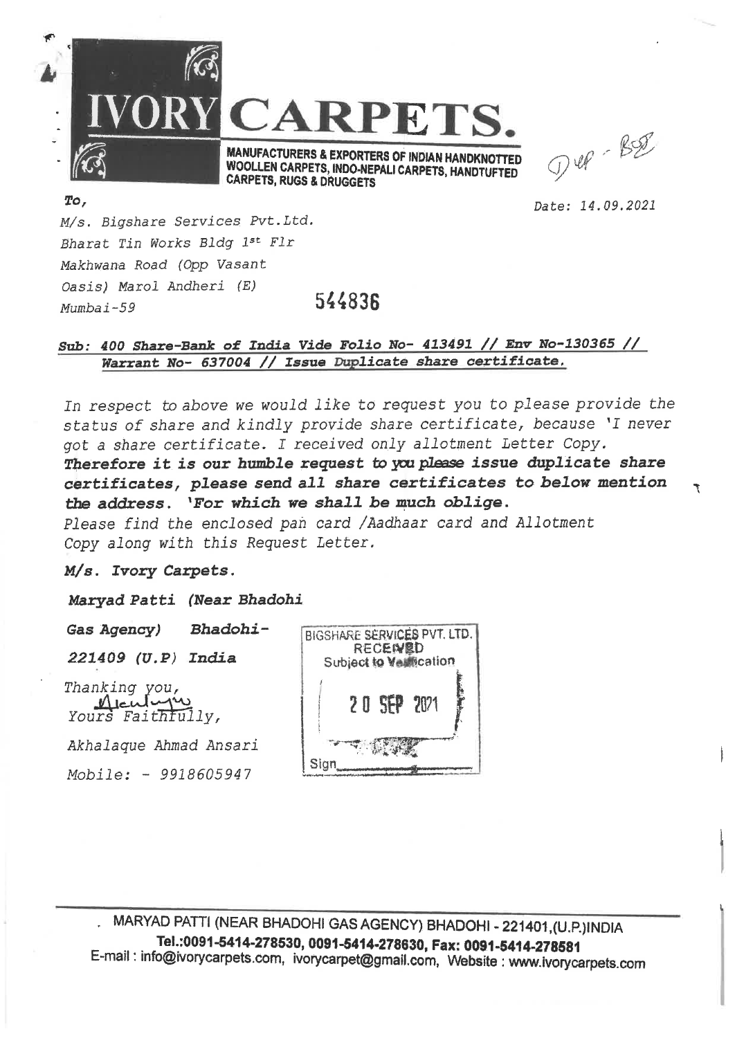# IVORY CARPETS.

**MANUFACTURERS & EXPORTERS OF INDIAN HANDKNOTTED WOOLLEN CARPETS, INDO-NEPALI CARPETS, HANDTUFTED CARPETS, RUGS & DRUGGETS**

Dup - BSS

*To,*

*Date: 14.09.2021*

*M/s. Bigshare Services Pvt.Ltd.*
*Bharat Tin Works Bldg 1st Flr*
*Makhwana Road (Opp Vasant*
*Oasis) Marol Andheri (E)*
*Mumbai-59*

544836

***Sub: 400 Share-Bank of India Vide Folio No- 413491 // Env No-130365 // Warrant No- 637004 // Issue Duplicate share certificate.***

*In respect to above we would like to request you to please provide the status of share and kindly provide share certificate, because 'I never got a share certificate. I received only allotment Letter Copy.* ***Therefore it is our humble request to you please issue duplicate share certificates, please send all share certificates to below mention the address. 'For which we shall be much oblige.***
*Please find the enclosed pan card /Aadhaar card and Allotment Copy along with this Request Letter.*

***M/s. Ivory Carpets.***

***Maryad Patti (Near Bhadohi Gas Agency) Bhadohi-221409 (U.P) India***

*Thanking you,*
*Yours Faithfully,*

*Akhalaque Ahmad Ansari*
*Mobile: - 9918605947*

BIGSHARE SERVICES PVT. LTD.
RECEIVED
Subject to Verification
20 SEP 2021
Sign

MARYAD PATTI (NEAR BHADOHI GAS AGENCY) BHADOHI - 221401,(U.P.)INDIA
Tel.:0091-5414-278530, 0091-5414-278630, Fax: 0091-5414-278581
E-mail : info@ivorycarpets.com, ivorycarpet@gmail.com, Website : www.ivorycarpets.com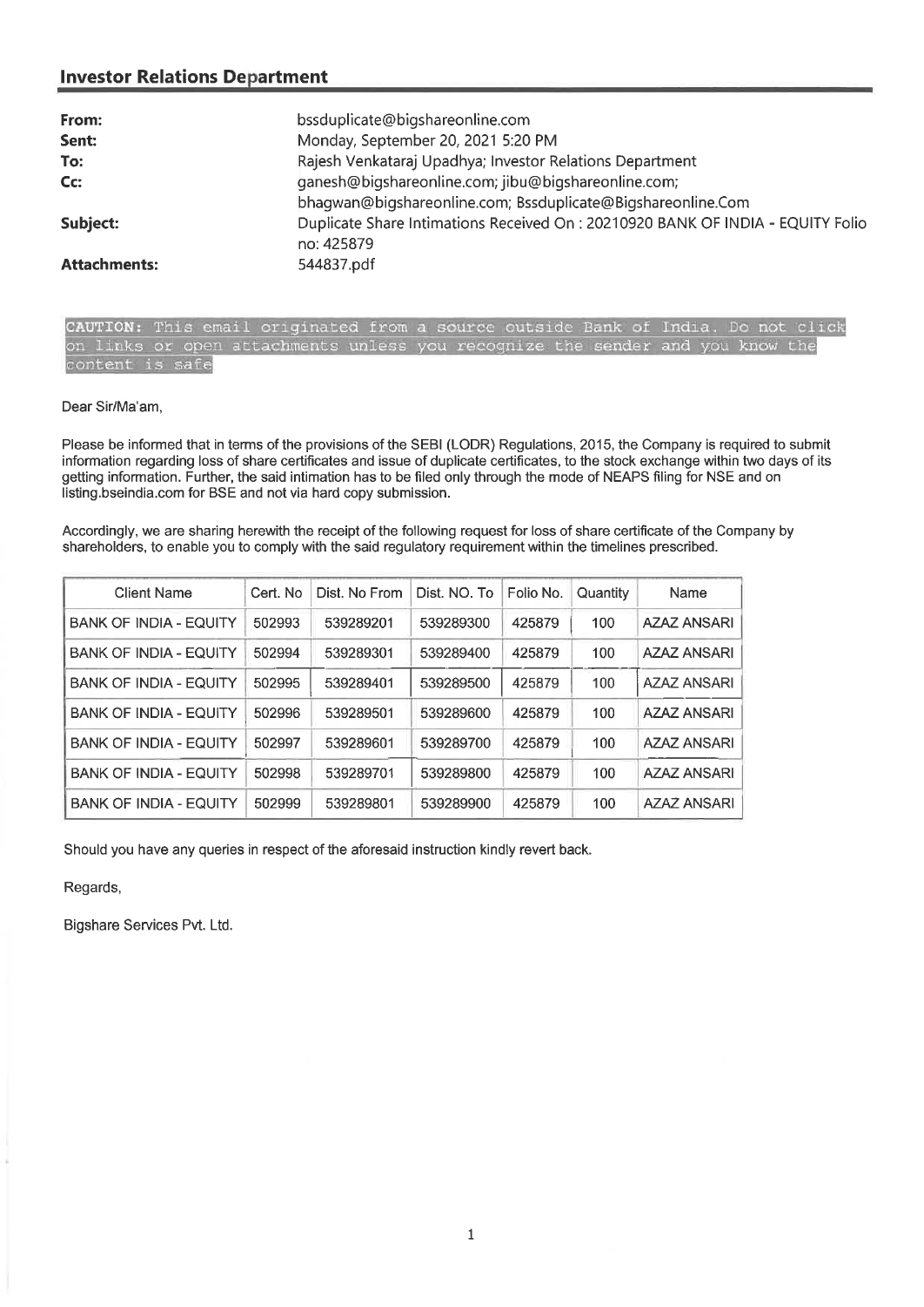## Investor Relations Department

**From:** bssduplicate@bigshareonline.com
**Sent:** Monday, September 20, 2021 5:20 PM
**To:** Rajesh Venkataraj Upadhya; Investor Relations Department
**Cc:** ganesh@bigshareonline.com; jibu@bigshareonline.com; bhagwan@bigshareonline.com; Bssduplicate@Bigshareonline.Com
**Subject:** Duplicate Share Intimations Received On : 20210920 BANK OF INDIA - EQUITY Folio no: 425879
**Attachments:** 544837.pdf

CAUTION: This email originated from a source outside Bank of India. Do not click on links or open attachments unless you recognize the sender and you know the content is safe

Dear Sir/Ma'am,

Please be informed that in terms of the provisions of the SEBI (LODR) Regulations, 2015, the Company is required to submit information regarding loss of share certificates and issue of duplicate certificates, to the stock exchange within two days of its getting information. Further, the said intimation has to be filed only through the mode of NEAPS filing for NSE and on listing.bseindia.com for BSE and not via hard copy submission.

Accordingly, we are sharing herewith the receipt of the following request for loss of share certificate of the Company by shareholders, to enable you to comply with the said regulatory requirement within the timelines prescribed.

| Client Name | Cert. No | Dist. No From | Dist. NO. To | Folio No. | Quantity | Name |
|---|---|---|---|---|---|---|
| BANK OF INDIA - EQUITY | 502993 | 539289201 | 539289300 | 425879 | 100 | AZAZ ANSARI |
| BANK OF INDIA - EQUITY | 502994 | 539289301 | 539289400 | 425879 | 100 | AZAZ ANSARI |
| BANK OF INDIA - EQUITY | 502995 | 539289401 | 539289500 | 425879 | 100 | AZAZ ANSARI |
| BANK OF INDIA - EQUITY | 502996 | 539289501 | 539289600 | 425879 | 100 | AZAZ ANSARI |
| BANK OF INDIA - EQUITY | 502997 | 539289601 | 539289700 | 425879 | 100 | AZAZ ANSARI |
| BANK OF INDIA - EQUITY | 502998 | 539289701 | 539289800 | 425879 | 100 | AZAZ ANSARI |
| BANK OF INDIA - EQUITY | 502999 | 539289801 | 539289900 | 425879 | 100 | AZAZ ANSARI |

Should you have any queries in respect of the aforesaid instruction kindly revert back.

Regards,

Bigshare Services Pvt. Ltd.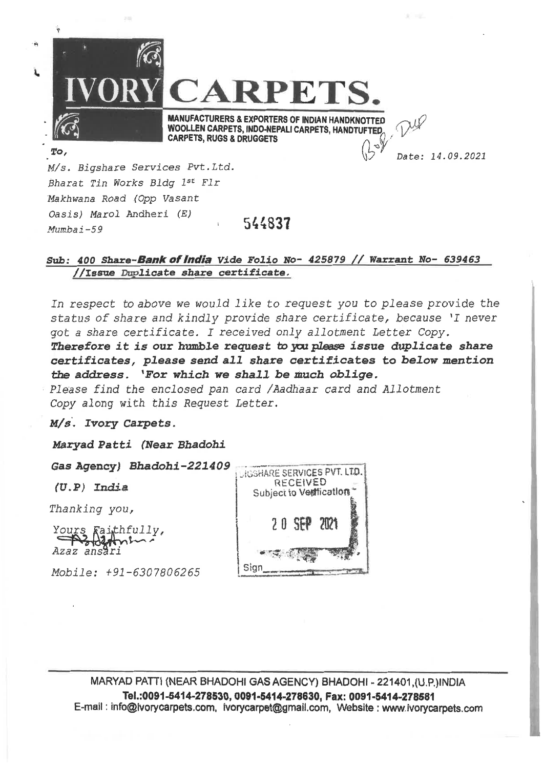# IVORY CARPETS.

**MANUFACTURERS & EXPORTERS OF INDIAN HANDKNOTTED WOOLLEN CARPETS, INDO-NEPALI CARPETS, HANDTUFTED CARPETS, RUGS & DRUGGETS**

*Date: 14.09.2021*

***To,***

*M/s. Bigshare Services Pvt.Ltd.*
*Bharat Tin Works Bldg 1st Flr*
*Makhwana Road (Opp Vasant*
*Oasis) Marol Andheri (E)*
*Mumbai-59*

544837

***Sub: 400 Share-Bank of India Vide Folio No- 425879 // Warrant No- 639463 //Issue Duplicate share certificate.***

*In respect to above we would like to request you to please provide the status of share and kindly provide share certificate, because 'I never got a share certificate. I received only allotment Letter Copy.*
***Therefore it is our humble request to you please issue duplicate share certificates, please send all share certificates to below mention the address. 'For which we shall be much oblige.***
*Please find the enclosed pan card /Aadhaar card and Allotment Copy along with this Request Letter.*

***M/s. Ivory Carpets.***

***Maryad Patti (Near Bhadohi***

***Gas Agency) Bhadohi-221409***

***(U.P) India***

BIGSHARE SERVICES PVT. LTD.
RECEIVED
Subject to Verification
20 SEP 2021
Sign

*Thanking you,*

*Yours Faithfully,*

*Azaz ansari*

*Mobile: +91-6307806265*

MARYAD PATTI (NEAR BHADOHI GAS AGENCY) BHADOHI - 221401,(U.P.)INDIA
**Tel.:0091-5414-278530, 0091-5414-278630, Fax: 0091-5414-278581**
E-mail : info@ivorycarpets.com, ivorycarpet@gmail.com, Website : www.ivorycarpets.com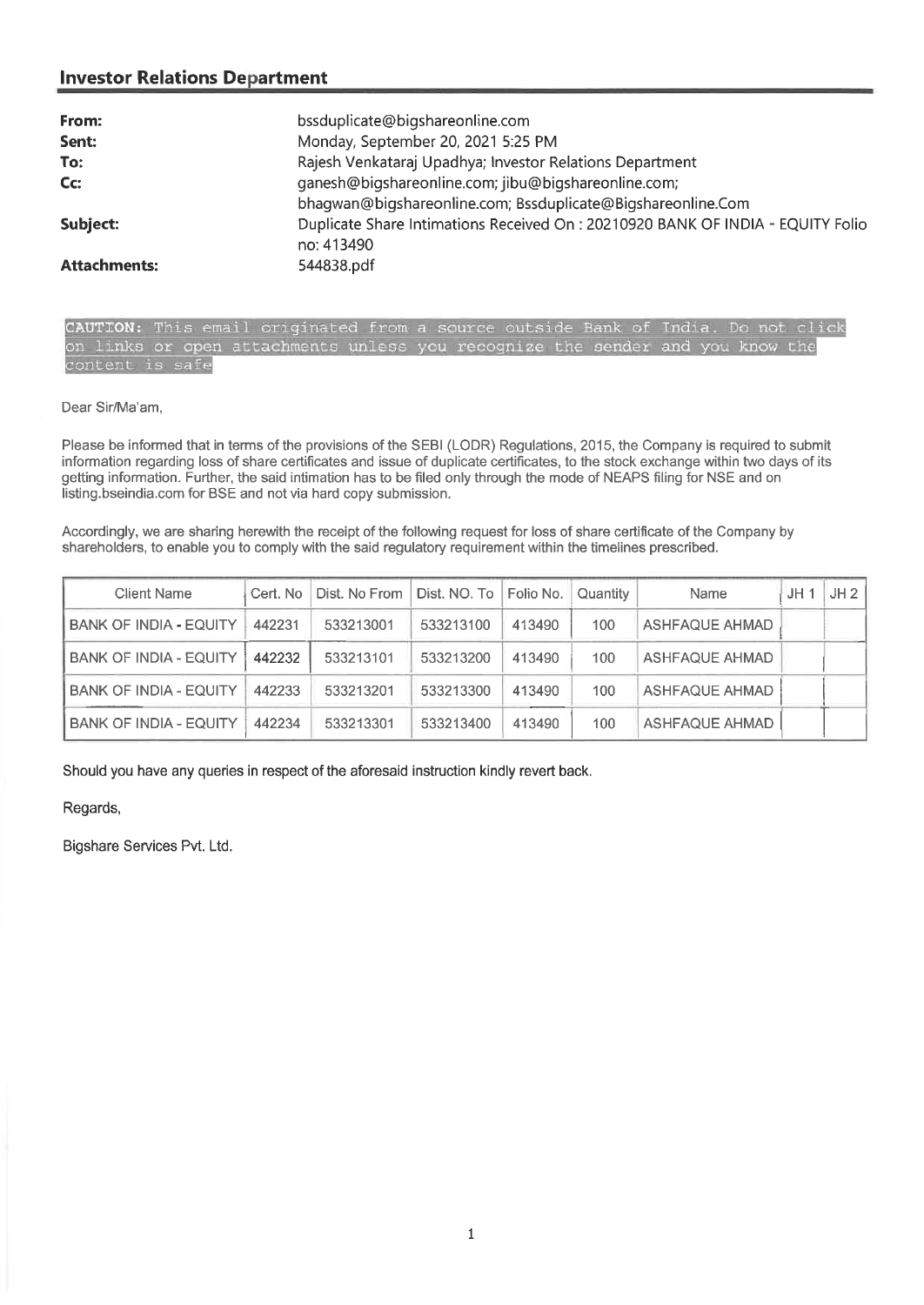## Investor Relations Department

| | |
|---|---|
| **From:** | bssduplicate@bigshareonline.com |
| **Sent:** | Monday, September 20, 2021 5:25 PM |
| **To:** | Rajesh Venkataraj Upadhya; Investor Relations Department |
| **Cc:** | ganesh@bigshareonline.com; jibu@bigshareonline.com; bhagwan@bigshareonline.com; Bssduplicate@Bigshareonline.Com |
| **Subject:** | Duplicate Share Intimations Received On : 20210920 BANK OF INDIA - EQUITY Folio no: 413490 |
| **Attachments:** | 544838.pdf |

**CAUTION:** This email originated from a source outside Bank of India. Do not click on links or open attachments unless you recognize the sender and you know the content is safe

Dear Sir/Ma'am,

Please be informed that in terms of the provisions of the SEBI (LODR) Regulations, 2015, the Company is required to submit information regarding loss of share certificates and issue of duplicate certificates, to the stock exchange within two days of its getting information. Further, the said intimation has to be filed only through the mode of NEAPS filing for NSE and on listing.bseindia.com for BSE and not via hard copy submission.

Accordingly, we are sharing herewith the receipt of the following request for loss of share certificate of the Company by shareholders, to enable you to comply with the said regulatory requirement within the timelines prescribed.

| Client Name | Cert. No | Dist. No From | Dist. NO. To | Folio No. | Quantity | Name | JH 1 | JH 2 |
|---|---|---|---|---|---|---|---|---|
| BANK OF INDIA - EQUITY | 442231 | 533213001 | 533213100 | 413490 | 100 | ASHFAQUE AHMAD | | |
| BANK OF INDIA - EQUITY | 442232 | 533213101 | 533213200 | 413490 | 100 | ASHFAQUE AHMAD | | |
| BANK OF INDIA - EQUITY | 442233 | 533213201 | 533213300 | 413490 | 100 | ASHFAQUE AHMAD | | |
| BANK OF INDIA - EQUITY | 442234 | 533213301 | 533213400 | 413490 | 100 | ASHFAQUE AHMAD | | |

Should you have any queries in respect of the aforesaid instruction kindly revert back.

Regards,

Bigshare Services Pvt. Ltd.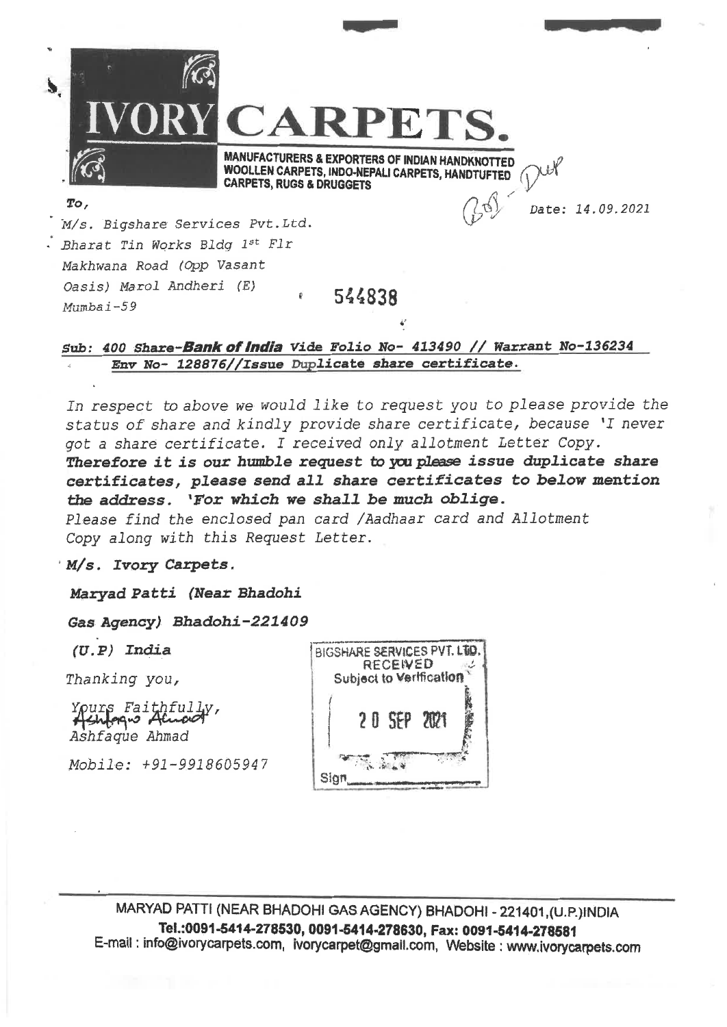# IVORY CARPETS.

**MANUFACTURERS & EXPORTERS OF INDIAN HANDKNOTTED WOOLLEN CARPETS, INDO-NEPALI CARPETS, HANDTUFTED CARPETS, RUGS & DRUGGETS**

Dup

*To,*

*M/s. Bigshare Services Pvt.Ltd.*
*Bharat Tin Works Bldg 1st Flr*
*Makhwana Road (Opp Vasant*
*Oasis) Marol Andheri (E)*
*Mumbai-59*

*Date: 14.09.2021*

544838

***Sub: 400 Share-Bank of India Vide Folio No- 413490 // Warrant No-136234***
***Env No- 128876//Issue Duplicate share certificate.***

*In respect to above we would like to request you to please provide the status of share and kindly provide share certificate, because 'I never got a share certificate. I received only allotment Letter Copy.* ***Therefore it is our humble request to you please issue duplicate share certificates, please send all share certificates to below mention the address. 'For which we shall be much oblige.***
*Please find the enclosed pan card /Aadhaar card and Allotment Copy along with this Request Letter.*

***M/s. Ivory Carpets.***

***Maryad Patti (Near Bhadohi***

***Gas Agency) Bhadohi-221409***

***(U.P) India***

*Thanking you,*

*Yours Faithfully,*
Ashfaque Ahmad
*Ashfaque Ahmad*

*Mobile: +91-9918605947*

BIGSHARE SERVICES PVT. LTD.
RECEIVED
Subject to Verification
20 SEP 2021
Sign

MARYAD PATTI (NEAR BHADOHI GAS AGENCY) BHADOHI - 221401,(U.P.)INDIA
**Tel.:0091-5414-278530, 0091-5414-278630, Fax: 0091-5414-278581**
E-mail : info@ivorycarpets.com, ivorycarpet@gmail.com, Website : www.ivorycarpets.com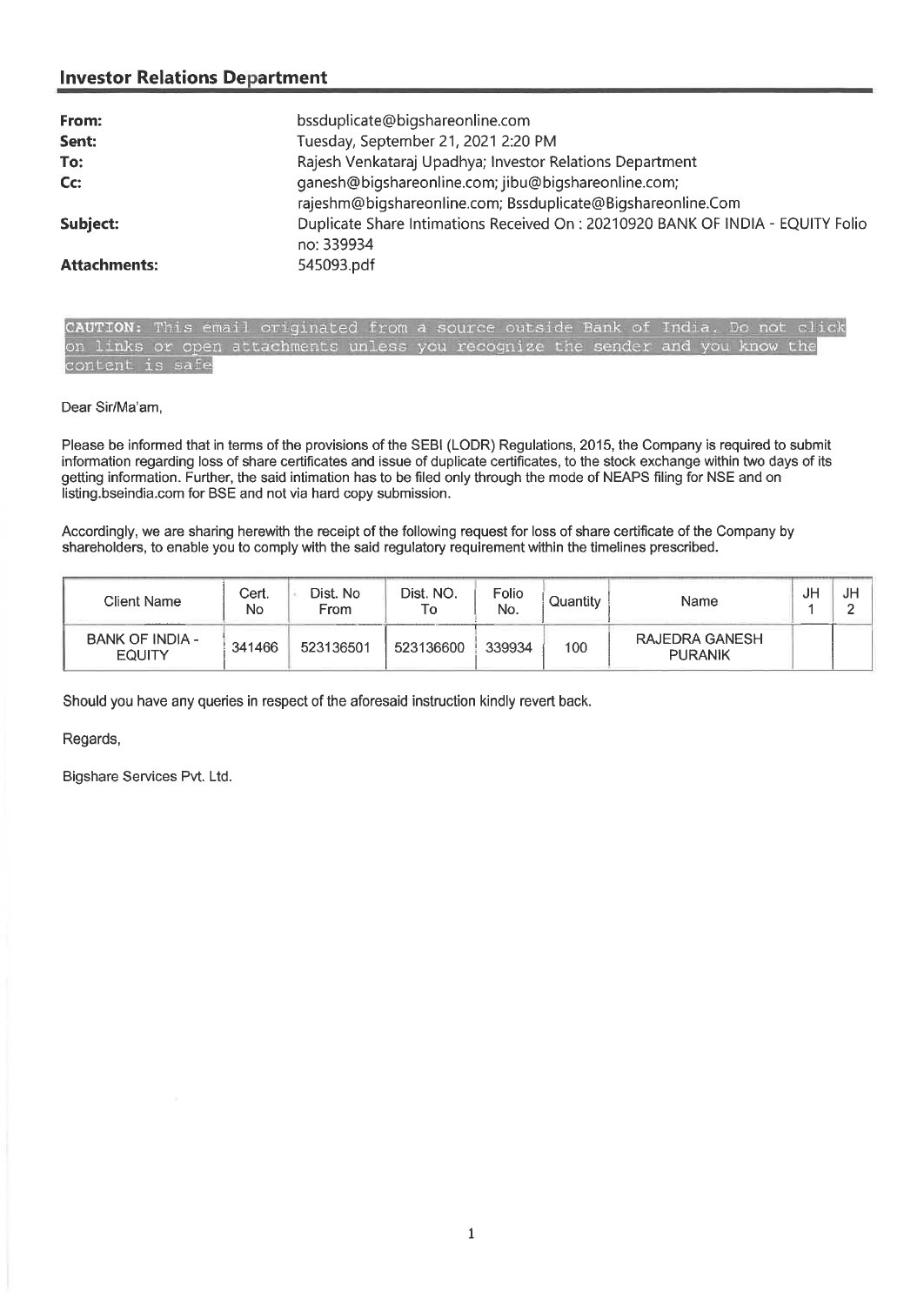## Investor Relations Department

| | |
|---|---|
| **From:** | bssduplicate@bigshareonline.com |
| **Sent:** | Tuesday, September 21, 2021 2:20 PM |
| **To:** | Rajesh Venkataraj Upadhya; Investor Relations Department |
| **Cc:** | ganesh@bigshareonline.com; jibu@bigshareonline.com; rajeshm@bigshareonline.com; Bssduplicate@Bigshareonline.Com |
| **Subject:** | Duplicate Share Intimations Received On : 20210920 BANK OF INDIA - EQUITY Folio no: 339934 |
| **Attachments:** | 545093.pdf |

**CAUTION:** This email originated from a source outside Bank of India. Do not click on links or open attachments unless you recognize the sender and you know the content is safe

Dear Sir/Ma'am,

Please be informed that in terms of the provisions of the SEBI (LODR) Regulations, 2015, the Company is required to submit information regarding loss of share certificates and issue of duplicate certificates, to the stock exchange within two days of its getting information. Further, the said intimation has to be filed only through the mode of NEAPS filing for NSE and on listing.bseindia.com for BSE and not via hard copy submission.

Accordingly, we are sharing herewith the receipt of the following request for loss of share certificate of the Company by shareholders, to enable you to comply with the said regulatory requirement within the timelines prescribed.

| Client Name | Cert. No | Dist. No From | Dist. NO. To | Folio No. | Quantity | Name | JH 1 | JH 2 |
|---|---|---|---|---|---|---|---|---|
| BANK OF INDIA - EQUITY | 341466 | 523136501 | 523136600 | 339934 | 100 | RAJEDRA GANESH PURANIK | | |

Should you have any queries in respect of the aforesaid instruction kindly revert back.

Regards,

Bigshare Services Pvt. Ltd.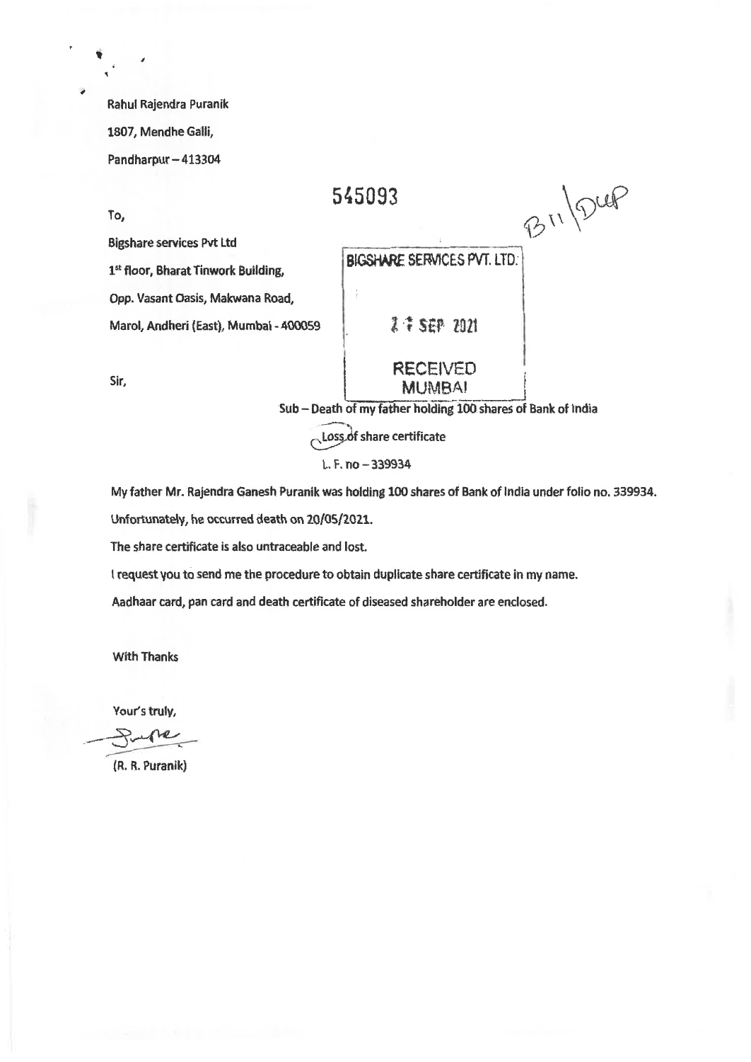Rahul Rajendra Puranik

1807, Mendhe Galli,

Pandharpur – 413304

545093

B11/DUP

To,

Bigshare services Pvt Ltd

1st floor, Bharat Tinwork Building,

Opp. Vasant Oasis, Makwana Road,

Marol, Andheri (East), Mumbai - 400059

BIGSHARE SERVICES PVT. LTD.

17 SEP 2021

RECEIVED
MUMBAI

Sir,

Sub – Death of my father holding 100 shares of Bank of India

Loss of share certificate

L. F. no – 339934

My father Mr. Rajendra Ganesh Puranik was holding 100 shares of Bank of India under folio no. 339934.

Unfortunately, he occurred death on 20/05/2021.

The share certificate is also untraceable and lost.

I request you to send me the procedure to obtain duplicate share certificate in my name.

Aadhaar card, pan card and death certificate of diseased shareholder are enclosed.

With Thanks

Your's truly,

(R. R. Puranik)